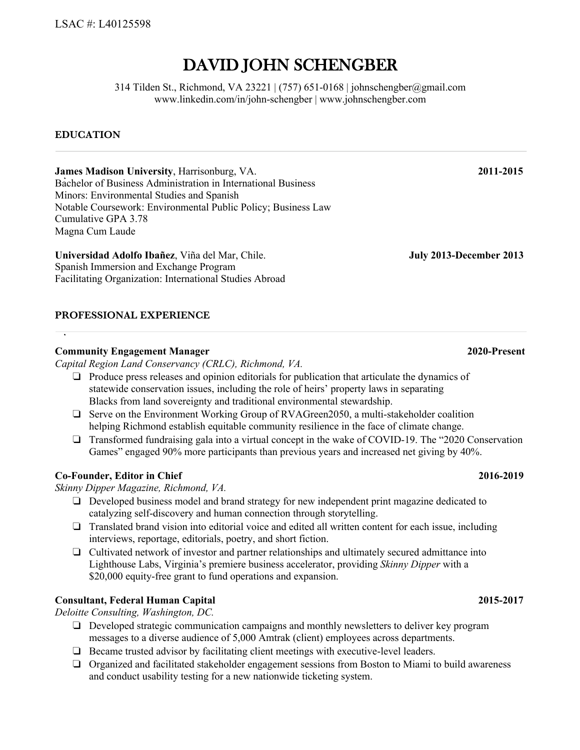LSAC #: L40125598

# DAVID JOHN SCHENGBER

314 Tilden St., Richmond, VA 23221 | (757) 651-0168 | johnschengber@gmail.com
www.linkedin.com/in/john-schengber | www.johnschengber.com

## EDUCATION

---

**James Madison University**, Harrisonburg, VA. **2011-2015**
Bachelor of Business Administration in International Business
Minors: Environmental Studies and Spanish
Notable Coursework: Environmental Public Policy; Business Law
Cumulative GPA 3.78
Magna Cum Laude

**Universidad Adolfo Ibañez**, Viña del Mar, Chile. **July 2013-December 2013**
Spanish Immersion and Exchange Program
Facilitating Organization: International Studies Abroad

## PROFESSIONAL EXPERIENCE

---

**Community Engagement Manager** **2020-Present**
*Capital Region Land Conservancy (CRLC), Richmond, VA.*

- Produce press releases and opinion editorials for publication that articulate the dynamics of statewide conservation issues, including the role of heirs' property laws in separating Blacks from land sovereignty and traditional environmental stewardship.
- Serve on the Environment Working Group of RVAGreen2050, a multi-stakeholder coalition helping Richmond establish equitable community resilience in the face of climate change.
- Transformed fundraising gala into a virtual concept in the wake of COVID-19. The "2020 Conservation Games" engaged 90% more participants than previous years and increased net giving by 40%.

**Co-Founder, Editor in Chief** **2016-2019**
*Skinny Dipper Magazine, Richmond, VA.*

- Developed business model and brand strategy for new independent print magazine dedicated to catalyzing self-discovery and human connection through storytelling.
- Translated brand vision into editorial voice and edited all written content for each issue, including interviews, reportage, editorials, poetry, and short fiction.
- Cultivated network of investor and partner relationships and ultimately secured admittance into Lighthouse Labs, Virginia's premiere business accelerator, providing *Skinny Dipper* with a $20,000 equity-free grant to fund operations and expansion.

**Consultant, Federal Human Capital** **2015-2017**
*Deloitte Consulting, Washington, DC.*

- Developed strategic communication campaigns and monthly newsletters to deliver key program messages to a diverse audience of 5,000 Amtrak (client) employees across departments.
- Became trusted advisor by facilitating client meetings with executive-level leaders.
- Organized and facilitated stakeholder engagement sessions from Boston to Miami to build awareness and conduct usability testing for a new nationwide ticketing system.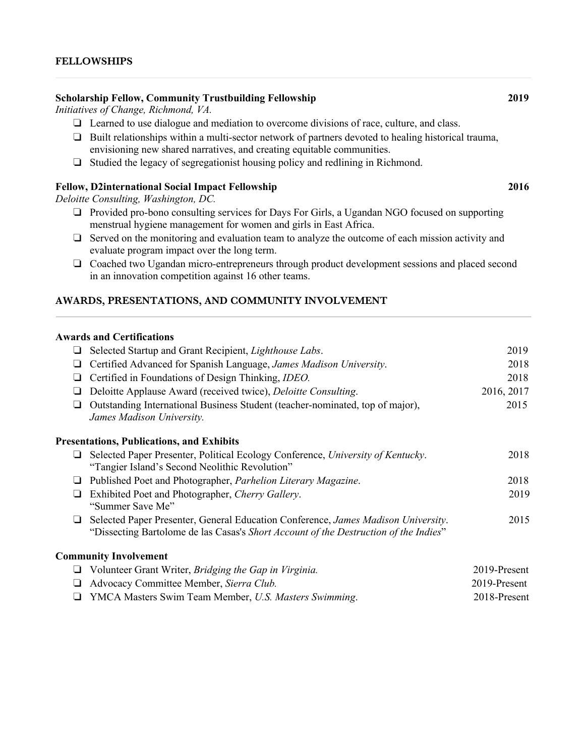## FELLOWSHIPS

---

**Scholarship Fellow, Community Trustbuilding Fellowship** **2019**
*Initiatives of Change, Richmond, VA.*

- Learned to use dialogue and mediation to overcome divisions of race, culture, and class.
- Built relationships within a multi-sector network of partners devoted to healing historical trauma, envisioning new shared narratives, and creating equitable communities.
- Studied the legacy of segregationist housing policy and redlining in Richmond.

**Fellow, D2international Social Impact Fellowship** **2016**
*Deloitte Consulting, Washington, DC.*

- Provided pro-bono consulting services for Days For Girls, a Ugandan NGO focused on supporting menstrual hygiene management for women and girls in East Africa.
- Served on the monitoring and evaluation team to analyze the outcome of each mission activity and evaluate program impact over the long term.
- Coached two Ugandan micro-entrepreneurs through product development sessions and placed second in an innovation competition against 16 other teams.

## AWARDS, PRESENTATIONS, AND COMMUNITY INVOLVEMENT

---

**Awards and Certifications**

- Selected Startup and Grant Recipient, *Lighthouse Labs*. 2019
- Certified Advanced for Spanish Language, *James Madison University*. 2018
- Certified in Foundations of Design Thinking, *IDEO.* 2018
- Deloitte Applause Award (received twice), *Deloitte Consulting*. 2016, 2017
- Outstanding International Business Student (teacher-nominated, top of major), *James Madison University.* 2015

**Presentations, Publications, and Exhibits**

- Selected Paper Presenter, Political Ecology Conference, *University of Kentucky*. 2018
  "Tangier Island's Second Neolithic Revolution"
- Published Poet and Photographer, *Parhelion Literary Magazine*. 2018
- Exhibited Poet and Photographer, *Cherry Gallery*. 2019
  "Summer Save Me"
- Selected Paper Presenter, General Education Conference, *James Madison University*. 2015
  "Dissecting Bartolome de las Casas's *Short Account of the Destruction of the Indies*"

**Community Involvement**

- Volunteer Grant Writer, *Bridging the Gap in Virginia.* 2019-Present
- Advocacy Committee Member, *Sierra Club.* 2019-Present
- YMCA Masters Swim Team Member, *U.S. Masters Swimming*. 2018-Present